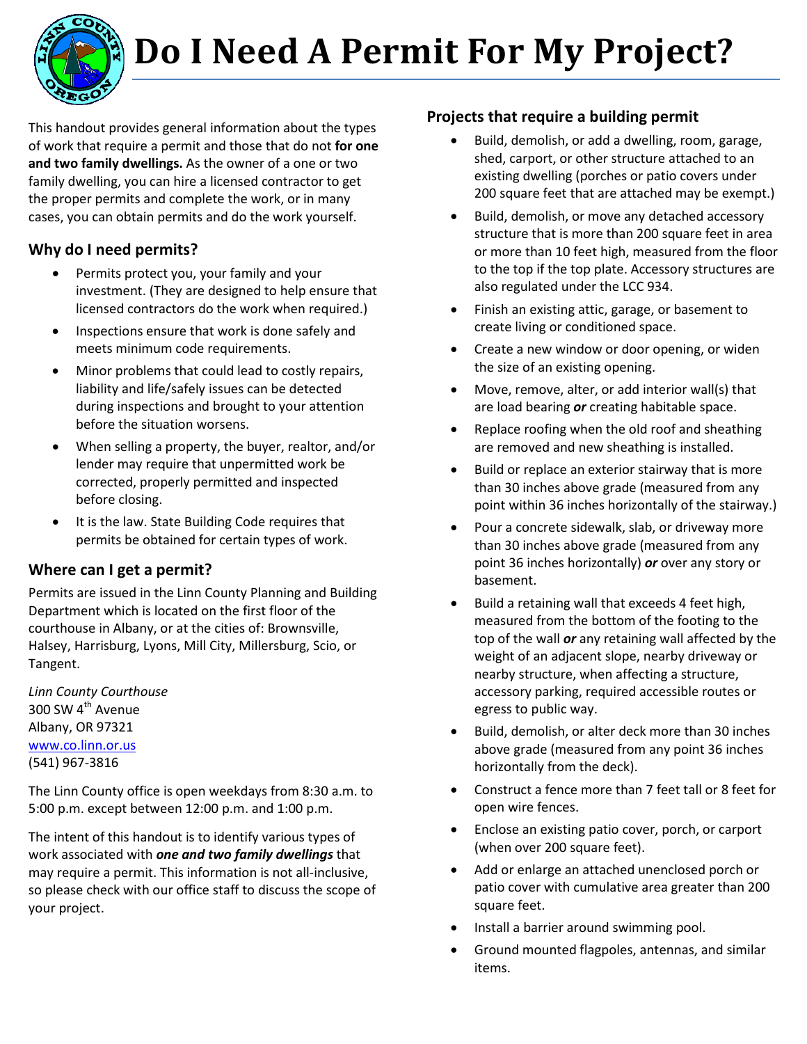# Do I Need A Permit For My Project?

This handout provides general information about the types of work that require a permit and those that do not **for one and two family dwellings.** As the owner of a one or two family dwelling, you can hire a licensed contractor to get the proper permits and complete the work, or in many cases, you can obtain permits and do the work yourself.

## Why do I need permits?

- Permits protect you, your family and your investment. (They are designed to help ensure that licensed contractors do the work when required.)
- Inspections ensure that work is done safely and meets minimum code requirements.
- Minor problems that could lead to costly repairs, liability and life/safely issues can be detected during inspections and brought to your attention before the situation worsens.
- When selling a property, the buyer, realtor, and/or lender may require that unpermitted work be corrected, properly permitted and inspected before closing.
- It is the law. State Building Code requires that permits be obtained for certain types of work.

## Where can I get a permit?

Permits are issued in the Linn County Planning and Building Department which is located on the first floor of the courthouse in Albany, or at the cities of: Brownsville, Halsey, Harrisburg, Lyons, Mill City, Millersburg, Scio, or Tangent.

*Linn County Courthouse*
300 SW 4th Avenue
Albany, OR 97321
www.co.linn.or.us
(541) 967-3816

The Linn County office is open weekdays from 8:30 a.m. to 5:00 p.m. except between 12:00 p.m. and 1:00 p.m.

The intent of this handout is to identify various types of work associated with ***one and two family dwellings*** that may require a permit. This information is not all-inclusive, so please check with our office staff to discuss the scope of your project.

## Projects that require a building permit

- Build, demolish, or add a dwelling, room, garage, shed, carport, or other structure attached to an existing dwelling (porches or patio covers under 200 square feet that are attached may be exempt.)
- Build, demolish, or move any detached accessory structure that is more than 200 square feet in area or more than 10 feet high, measured from the floor to the top if the top plate. Accessory structures are also regulated under the LCC 934.
- Finish an existing attic, garage, or basement to create living or conditioned space.
- Create a new window or door opening, or widen the size of an existing opening.
- Move, remove, alter, or add interior wall(s) that are load bearing ***or*** creating habitable space.
- Replace roofing when the old roof and sheathing are removed and new sheathing is installed.
- Build or replace an exterior stairway that is more than 30 inches above grade (measured from any point within 36 inches horizontally of the stairway.)
- Pour a concrete sidewalk, slab, or driveway more than 30 inches above grade (measured from any point 36 inches horizontally) ***or*** over any story or basement.
- Build a retaining wall that exceeds 4 feet high, measured from the bottom of the footing to the top of the wall ***or*** any retaining wall affected by the weight of an adjacent slope, nearby driveway or nearby structure, when affecting a structure, accessory parking, required accessible routes or egress to public way.
- Build, demolish, or alter deck more than 30 inches above grade (measured from any point 36 inches horizontally from the deck).
- Construct a fence more than 7 feet tall or 8 feet for open wire fences.
- Enclose an existing patio cover, porch, or carport (when over 200 square feet).
- Add or enlarge an attached unenclosed porch or patio cover with cumulative area greater than 200 square feet.
- Install a barrier around swimming pool.
- Ground mounted flagpoles, antennas, and similar items.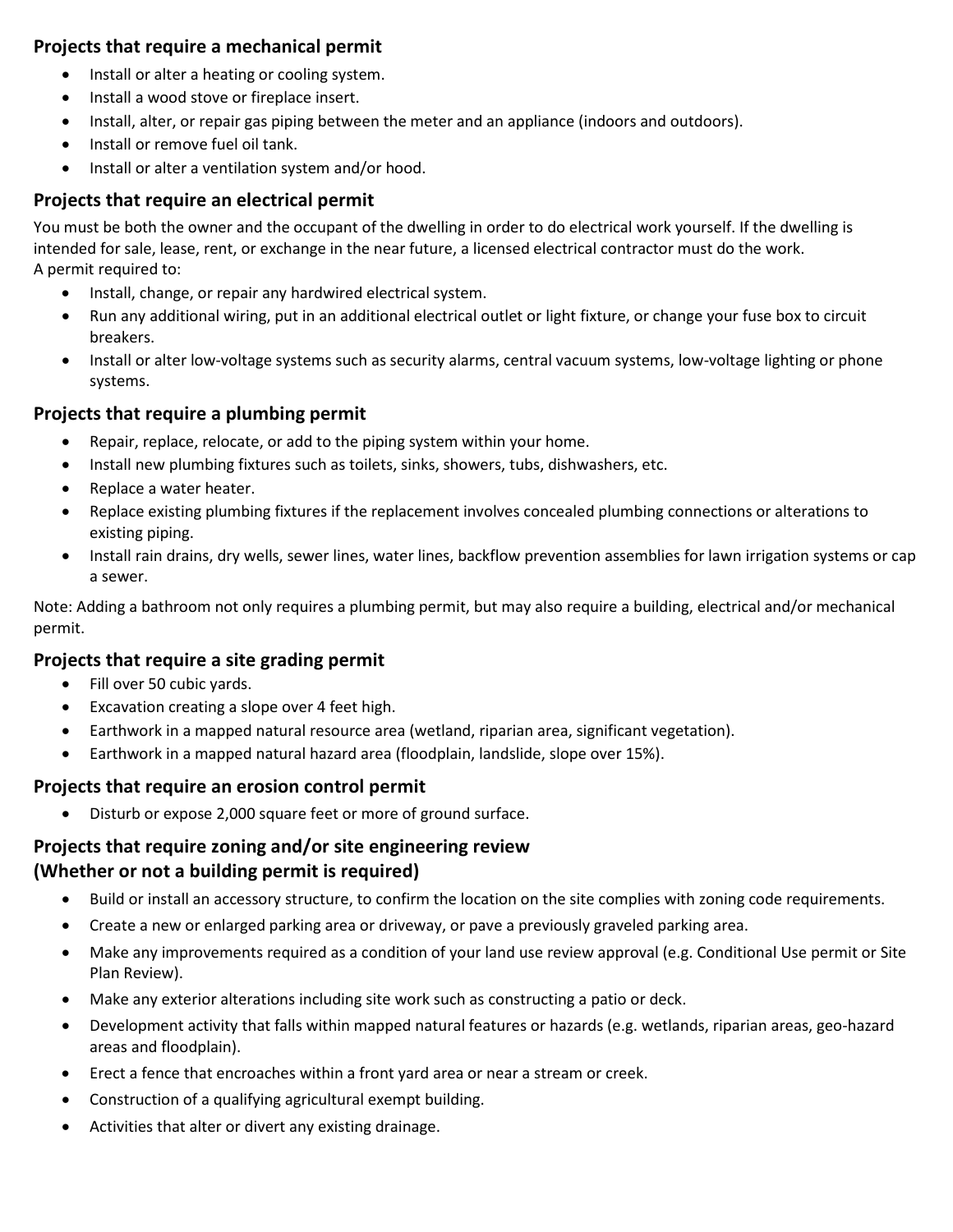### Projects that require a mechanical permit

- Install or alter a heating or cooling system.
- Install a wood stove or fireplace insert.
- Install, alter, or repair gas piping between the meter and an appliance (indoors and outdoors).
- Install or remove fuel oil tank.
- Install or alter a ventilation system and/or hood.

### Projects that require an electrical permit

You must be both the owner and the occupant of the dwelling in order to do electrical work yourself. If the dwelling is intended for sale, lease, rent, or exchange in the near future, a licensed electrical contractor must do the work.
A permit required to:

- Install, change, or repair any hardwired electrical system.
- Run any additional wiring, put in an additional electrical outlet or light fixture, or change your fuse box to circuit breakers.
- Install or alter low-voltage systems such as security alarms, central vacuum systems, low-voltage lighting or phone systems.

### Projects that require a plumbing permit

- Repair, replace, relocate, or add to the piping system within your home.
- Install new plumbing fixtures such as toilets, sinks, showers, tubs, dishwashers, etc.
- Replace a water heater.
- Replace existing plumbing fixtures if the replacement involves concealed plumbing connections or alterations to existing piping.
- Install rain drains, dry wells, sewer lines, water lines, backflow prevention assemblies for lawn irrigation systems or cap a sewer.

Note: Adding a bathroom not only requires a plumbing permit, but may also require a building, electrical and/or mechanical permit.

### Projects that require a site grading permit

- Fill over 50 cubic yards.
- Excavation creating a slope over 4 feet high.
- Earthwork in a mapped natural resource area (wetland, riparian area, significant vegetation).
- Earthwork in a mapped natural hazard area (floodplain, landslide, slope over 15%).

### Projects that require an erosion control permit

- Disturb or expose 2,000 square feet or more of ground surface.

### Projects that require zoning and/or site engineering review (Whether or not a building permit is required)

- Build or install an accessory structure, to confirm the location on the site complies with zoning code requirements.
- Create a new or enlarged parking area or driveway, or pave a previously graveled parking area.
- Make any improvements required as a condition of your land use review approval (e.g. Conditional Use permit or Site Plan Review).
- Make any exterior alterations including site work such as constructing a patio or deck.
- Development activity that falls within mapped natural features or hazards (e.g. wetlands, riparian areas, geo-hazard areas and floodplain).
- Erect a fence that encroaches within a front yard area or near a stream or creek.
- Construction of a qualifying agricultural exempt building.
- Activities that alter or divert any existing drainage.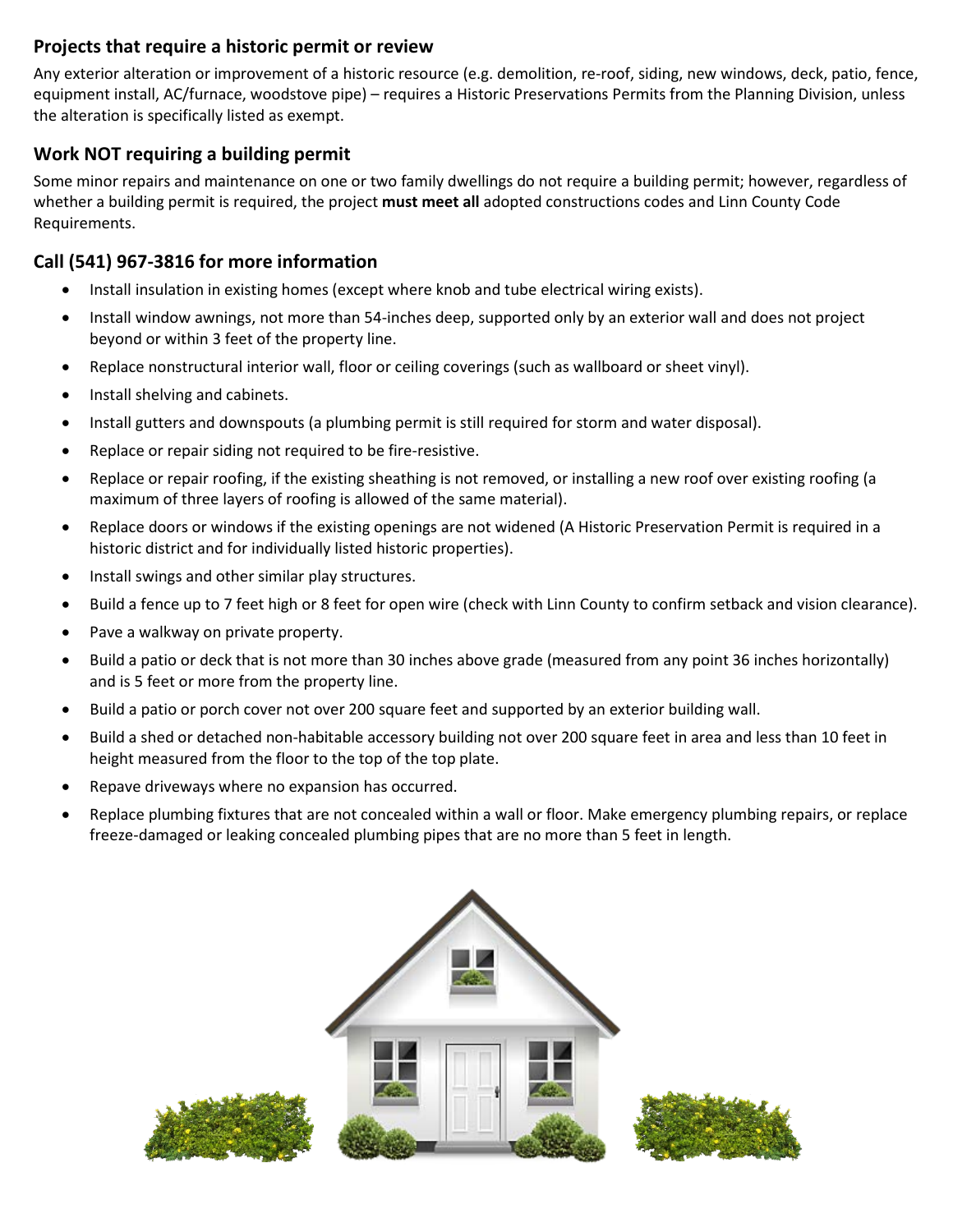## Projects that require a historic permit or review

Any exterior alteration or improvement of a historic resource (e.g. demolition, re-roof, siding, new windows, deck, patio, fence, equipment install, AC/furnace, woodstove pipe) – requires a Historic Preservations Permits from the Planning Division, unless the alteration is specifically listed as exempt.

## Work NOT requiring a building permit

Some minor repairs and maintenance on one or two family dwellings do not require a building permit; however, regardless of whether a building permit is required, the project **must meet all** adopted constructions codes and Linn County Code Requirements.

## Call (541) 967-3816 for more information

- Install insulation in existing homes (except where knob and tube electrical wiring exists).
- Install window awnings, not more than 54-inches deep, supported only by an exterior wall and does not project beyond or within 3 feet of the property line.
- Replace nonstructural interior wall, floor or ceiling coverings (such as wallboard or sheet vinyl).
- Install shelving and cabinets.
- Install gutters and downspouts (a plumbing permit is still required for storm and water disposal).
- Replace or repair siding not required to be fire-resistive.
- Replace or repair roofing, if the existing sheathing is not removed, or installing a new roof over existing roofing (a maximum of three layers of roofing is allowed of the same material).
- Replace doors or windows if the existing openings are not widened (A Historic Preservation Permit is required in a historic district and for individually listed historic properties).
- Install swings and other similar play structures.
- Build a fence up to 7 feet high or 8 feet for open wire (check with Linn County to confirm setback and vision clearance).
- Pave a walkway on private property.
- Build a patio or deck that is not more than 30 inches above grade (measured from any point 36 inches horizontally) and is 5 feet or more from the property line.
- Build a patio or porch cover not over 200 square feet and supported by an exterior building wall.
- Build a shed or detached non-habitable accessory building not over 200 square feet in area and less than 10 feet in height measured from the floor to the top of the top plate.
- Repave driveways where no expansion has occurred.
- Replace plumbing fixtures that are not concealed within a wall or floor. Make emergency plumbing repairs, or replace freeze-damaged or leaking concealed plumbing pipes that are no more than 5 feet in length.